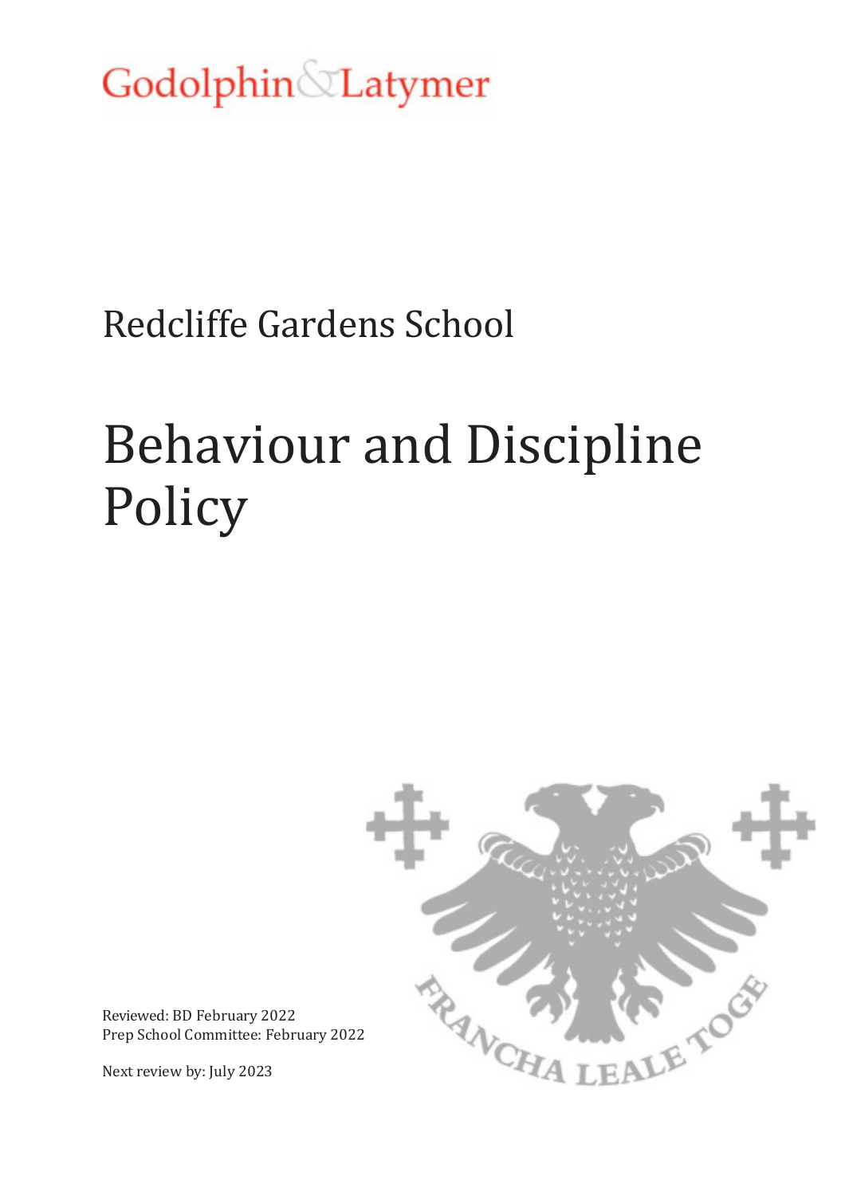Godolphin & Latymer

Redcliffe Gardens School

# Behaviour and Discipline Policy

Reviewed: BD February 2022
Prep School Committee: February 2022

Next review by: July 2023

FRANCHA LEALE TOGE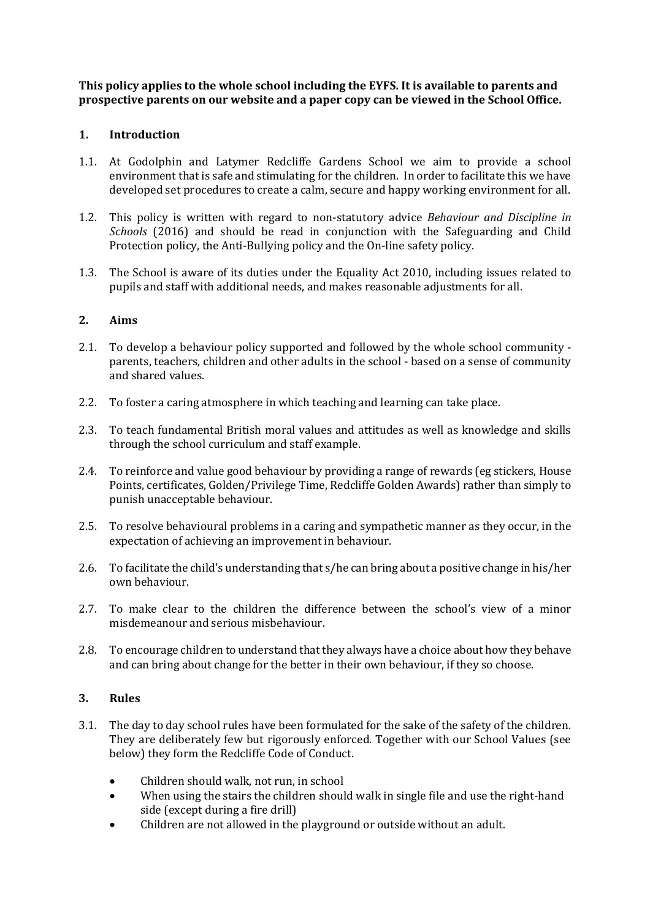**This policy applies to the whole school including the EYFS. It is available to parents and prospective parents on our website and a paper copy can be viewed in the School Office.**

## 1. Introduction

1.1. At Godolphin and Latymer Redcliffe Gardens School we aim to provide a school environment that is safe and stimulating for the children. In order to facilitate this we have developed set procedures to create a calm, secure and happy working environment for all.

1.2. This policy is written with regard to non-statutory advice *Behaviour and Discipline in Schools* (2016) and should be read in conjunction with the Safeguarding and Child Protection policy, the Anti-Bullying policy and the On-line safety policy.

1.3. The School is aware of its duties under the Equality Act 2010, including issues related to pupils and staff with additional needs, and makes reasonable adjustments for all.

## 2. Aims

2.1. To develop a behaviour policy supported and followed by the whole school community - parents, teachers, children and other adults in the school - based on a sense of community and shared values.

2.2. To foster a caring atmosphere in which teaching and learning can take place.

2.3. To teach fundamental British moral values and attitudes as well as knowledge and skills through the school curriculum and staff example.

2.4. To reinforce and value good behaviour by providing a range of rewards (eg stickers, House Points, certificates, Golden/Privilege Time, Redcliffe Golden Awards) rather than simply to punish unacceptable behaviour.

2.5. To resolve behavioural problems in a caring and sympathetic manner as they occur, in the expectation of achieving an improvement in behaviour.

2.6. To facilitate the child's understanding that s/he can bring about a positive change in his/her own behaviour.

2.7. To make clear to the children the difference between the school's view of a minor misdemeanour and serious misbehaviour.

2.8. To encourage children to understand that they always have a choice about how they behave and can bring about change for the better in their own behaviour, if they so choose.

## 3. Rules

3.1. The day to day school rules have been formulated for the sake of the safety of the children. They are deliberately few but rigorously enforced. Together with our School Values (see below) they form the Redcliffe Code of Conduct.

- Children should walk, not run, in school
- When using the stairs the children should walk in single file and use the right-hand side (except during a fire drill)
- Children are not allowed in the playground or outside without an adult.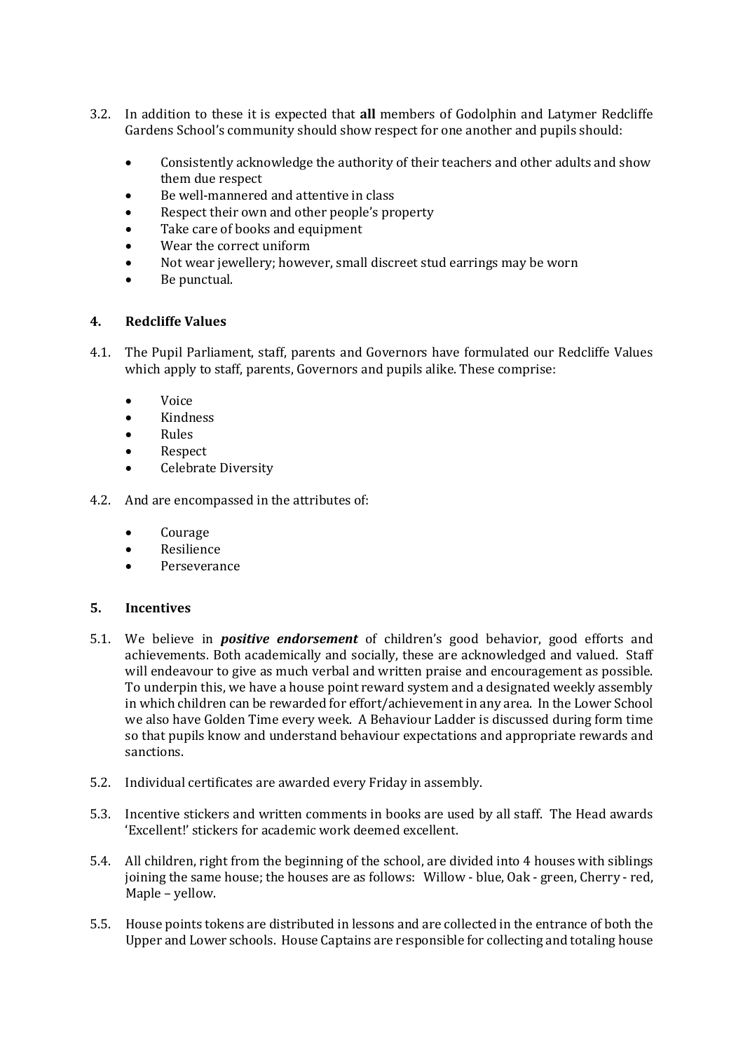3.2. In addition to these it is expected that **all** members of Godolphin and Latymer Redcliffe Gardens School's community should show respect for one another and pupils should:

- Consistently acknowledge the authority of their teachers and other adults and show them due respect
- Be well-mannered and attentive in class
- Respect their own and other people's property
- Take care of books and equipment
- Wear the correct uniform
- Not wear jewellery; however, small discreet stud earrings may be worn
- Be punctual.

## 4. Redcliffe Values

4.1. The Pupil Parliament, staff, parents and Governors have formulated our Redcliffe Values which apply to staff, parents, Governors and pupils alike. These comprise:

- Voice
- Kindness
- Rules
- Respect
- Celebrate Diversity

4.2. And are encompassed in the attributes of:

- Courage
- Resilience
- Perseverance

## 5. Incentives

5.1. We believe in ***positive endorsement*** of children's good behavior, good efforts and achievements. Both academically and socially, these are acknowledged and valued. Staff will endeavour to give as much verbal and written praise and encouragement as possible. To underpin this, we have a house point reward system and a designated weekly assembly in which children can be rewarded for effort/achievement in any area. In the Lower School we also have Golden Time every week. A Behaviour Ladder is discussed during form time so that pupils know and understand behaviour expectations and appropriate rewards and sanctions.

5.2. Individual certificates are awarded every Friday in assembly.

5.3. Incentive stickers and written comments in books are used by all staff. The Head awards 'Excellent!' stickers for academic work deemed excellent.

5.4. All children, right from the beginning of the school, are divided into 4 houses with siblings joining the same house; the houses are as follows: Willow - blue, Oak - green, Cherry - red, Maple – yellow.

5.5. House points tokens are distributed in lessons and are collected in the entrance of both the Upper and Lower schools. House Captains are responsible for collecting and totaling house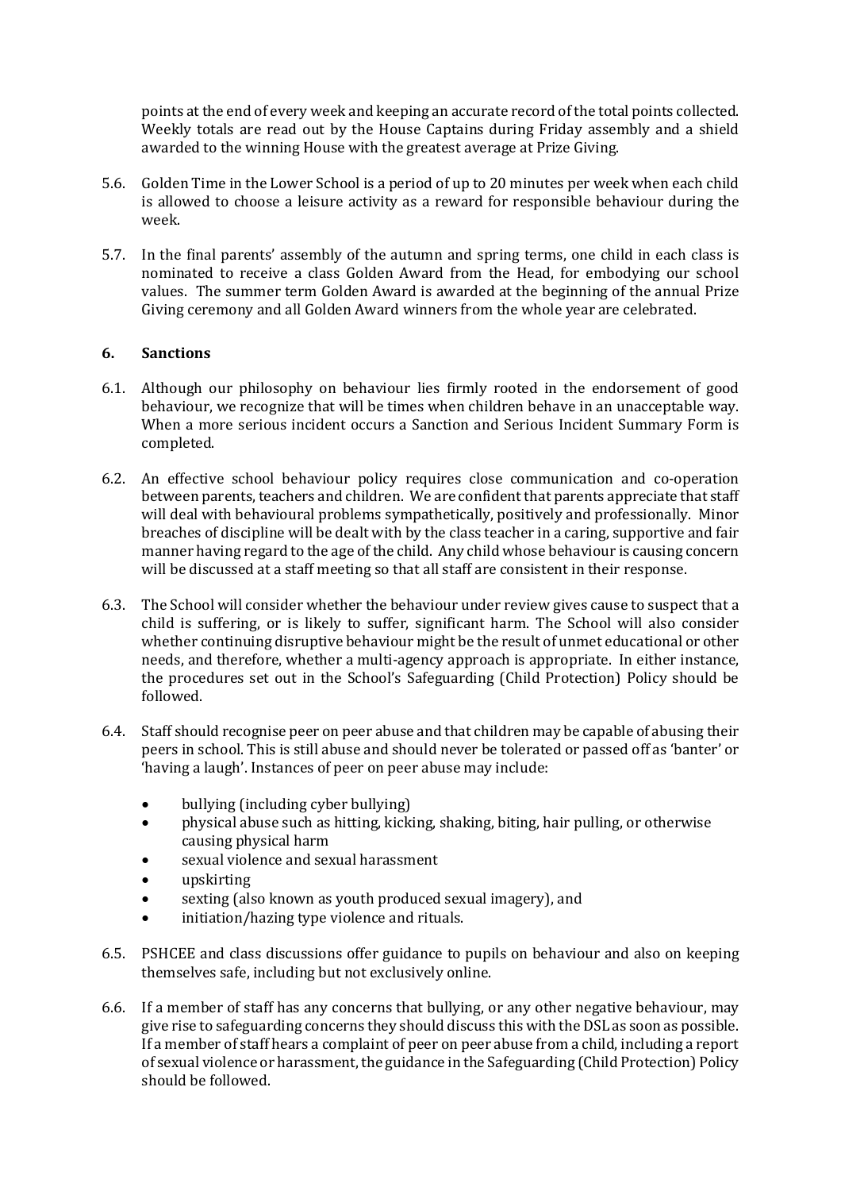points at the end of every week and keeping an accurate record of the total points collected. Weekly totals are read out by the House Captains during Friday assembly and a shield awarded to the winning House with the greatest average at Prize Giving.

5.6. Golden Time in the Lower School is a period of up to 20 minutes per week when each child is allowed to choose a leisure activity as a reward for responsible behaviour during the week.

5.7. In the final parents' assembly of the autumn and spring terms, one child in each class is nominated to receive a class Golden Award from the Head, for embodying our school values. The summer term Golden Award is awarded at the beginning of the annual Prize Giving ceremony and all Golden Award winners from the whole year are celebrated.

## 6. Sanctions

6.1. Although our philosophy on behaviour lies firmly rooted in the endorsement of good behaviour, we recognize that will be times when children behave in an unacceptable way. When a more serious incident occurs a Sanction and Serious Incident Summary Form is completed.

6.2. An effective school behaviour policy requires close communication and co-operation between parents, teachers and children. We are confident that parents appreciate that staff will deal with behavioural problems sympathetically, positively and professionally. Minor breaches of discipline will be dealt with by the class teacher in a caring, supportive and fair manner having regard to the age of the child. Any child whose behaviour is causing concern will be discussed at a staff meeting so that all staff are consistent in their response.

6.3. The School will consider whether the behaviour under review gives cause to suspect that a child is suffering, or is likely to suffer, significant harm. The School will also consider whether continuing disruptive behaviour might be the result of unmet educational or other needs, and therefore, whether a multi-agency approach is appropriate. In either instance, the procedures set out in the School's Safeguarding (Child Protection) Policy should be followed.

6.4. Staff should recognise peer on peer abuse and that children may be capable of abusing their peers in school. This is still abuse and should never be tolerated or passed off as 'banter' or 'having a laugh'. Instances of peer on peer abuse may include:

- bullying (including cyber bullying)
- physical abuse such as hitting, kicking, shaking, biting, hair pulling, or otherwise causing physical harm
- sexual violence and sexual harassment
- upskirting
- sexting (also known as youth produced sexual imagery), and
- initiation/hazing type violence and rituals.

6.5. PSHCEE and class discussions offer guidance to pupils on behaviour and also on keeping themselves safe, including but not exclusively online.

6.6. If a member of staff has any concerns that bullying, or any other negative behaviour, may give rise to safeguarding concerns they should discuss this with the DSL as soon as possible. If a member of staff hears a complaint of peer on peer abuse from a child, including a report of sexual violence or harassment, the guidance in the Safeguarding (Child Protection) Policy should be followed.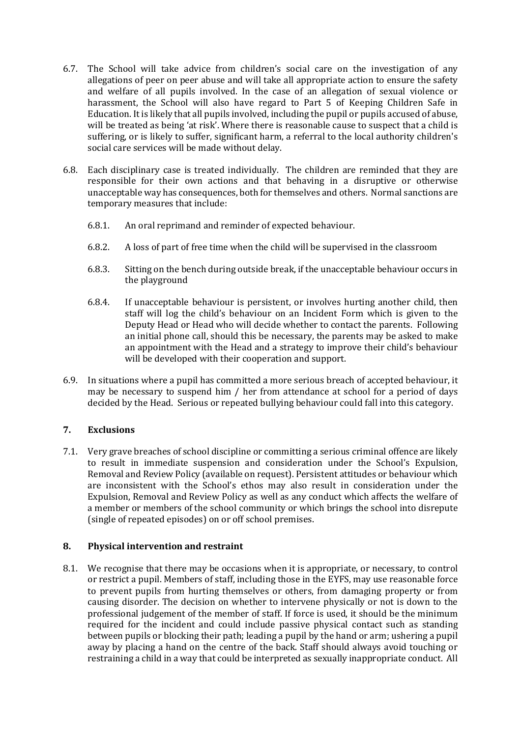6.7. The School will take advice from children's social care on the investigation of any allegations of peer on peer abuse and will take all appropriate action to ensure the safety and welfare of all pupils involved. In the case of an allegation of sexual violence or harassment, the School will also have regard to Part 5 of Keeping Children Safe in Education. It is likely that all pupils involved, including the pupil or pupils accused of abuse, will be treated as being 'at risk'. Where there is reasonable cause to suspect that a child is suffering, or is likely to suffer, significant harm, a referral to the local authority children's social care services will be made without delay.

6.8. Each disciplinary case is treated individually. The children are reminded that they are responsible for their own actions and that behaving in a disruptive or otherwise unacceptable way has consequences, both for themselves and others. Normal sanctions are temporary measures that include:

 6.8.1. An oral reprimand and reminder of expected behaviour.

 6.8.2. A loss of part of free time when the child will be supervised in the classroom

 6.8.3. Sitting on the bench during outside break, if the unacceptable behaviour occurs in the playground

 6.8.4. If unacceptable behaviour is persistent, or involves hurting another child, then staff will log the child's behaviour on an Incident Form which is given to the Deputy Head or Head who will decide whether to contact the parents. Following an initial phone call, should this be necessary, the parents may be asked to make an appointment with the Head and a strategy to improve their child's behaviour will be developed with their cooperation and support.

6.9. In situations where a pupil has committed a more serious breach of accepted behaviour, it may be necessary to suspend him / her from attendance at school for a period of days decided by the Head. Serious or repeated bullying behaviour could fall into this category.

## 7. Exclusions

7.1. Very grave breaches of school discipline or committing a serious criminal offence are likely to result in immediate suspension and consideration under the School's Expulsion, Removal and Review Policy (available on request). Persistent attitudes or behaviour which are inconsistent with the School's ethos may also result in consideration under the Expulsion, Removal and Review Policy as well as any conduct which affects the welfare of a member or members of the school community or which brings the school into disrepute (single of repeated episodes) on or off school premises.

## 8. Physical intervention and restraint

8.1. We recognise that there may be occasions when it is appropriate, or necessary, to control or restrict a pupil. Members of staff, including those in the EYFS, may use reasonable force to prevent pupils from hurting themselves or others, from damaging property or from causing disorder. The decision on whether to intervene physically or not is down to the professional judgement of the member of staff. If force is used, it should be the minimum required for the incident and could include passive physical contact such as standing between pupils or blocking their path; leading a pupil by the hand or arm; ushering a pupil away by placing a hand on the centre of the back. Staff should always avoid touching or restraining a child in a way that could be interpreted as sexually inappropriate conduct. All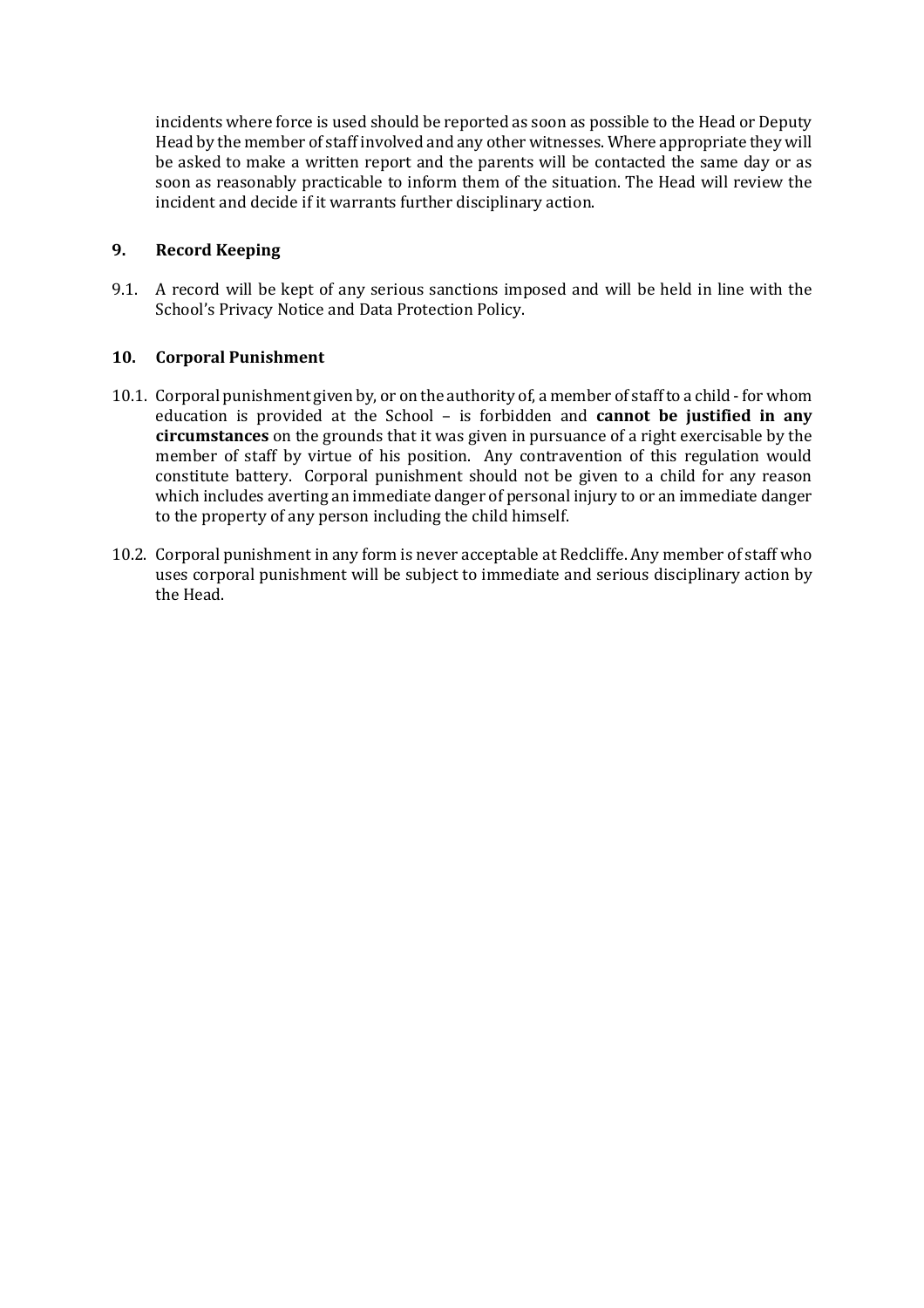incidents where force is used should be reported as soon as possible to the Head or Deputy Head by the member of staff involved and any other witnesses. Where appropriate they will be asked to make a written report and the parents will be contacted the same day or as soon as reasonably practicable to inform them of the situation. The Head will review the incident and decide if it warrants further disciplinary action.

## 9. Record Keeping

9.1. A record will be kept of any serious sanctions imposed and will be held in line with the School's Privacy Notice and Data Protection Policy.

## 10. Corporal Punishment

10.1. Corporal punishment given by, or on the authority of, a member of staff to a child - for whom education is provided at the School – is forbidden and **cannot be justified in any circumstances** on the grounds that it was given in pursuance of a right exercisable by the member of staff by virtue of his position. Any contravention of this regulation would constitute battery. Corporal punishment should not be given to a child for any reason which includes averting an immediate danger of personal injury to or an immediate danger to the property of any person including the child himself.

10.2. Corporal punishment in any form is never acceptable at Redcliffe. Any member of staff who uses corporal punishment will be subject to immediate and serious disciplinary action by the Head.